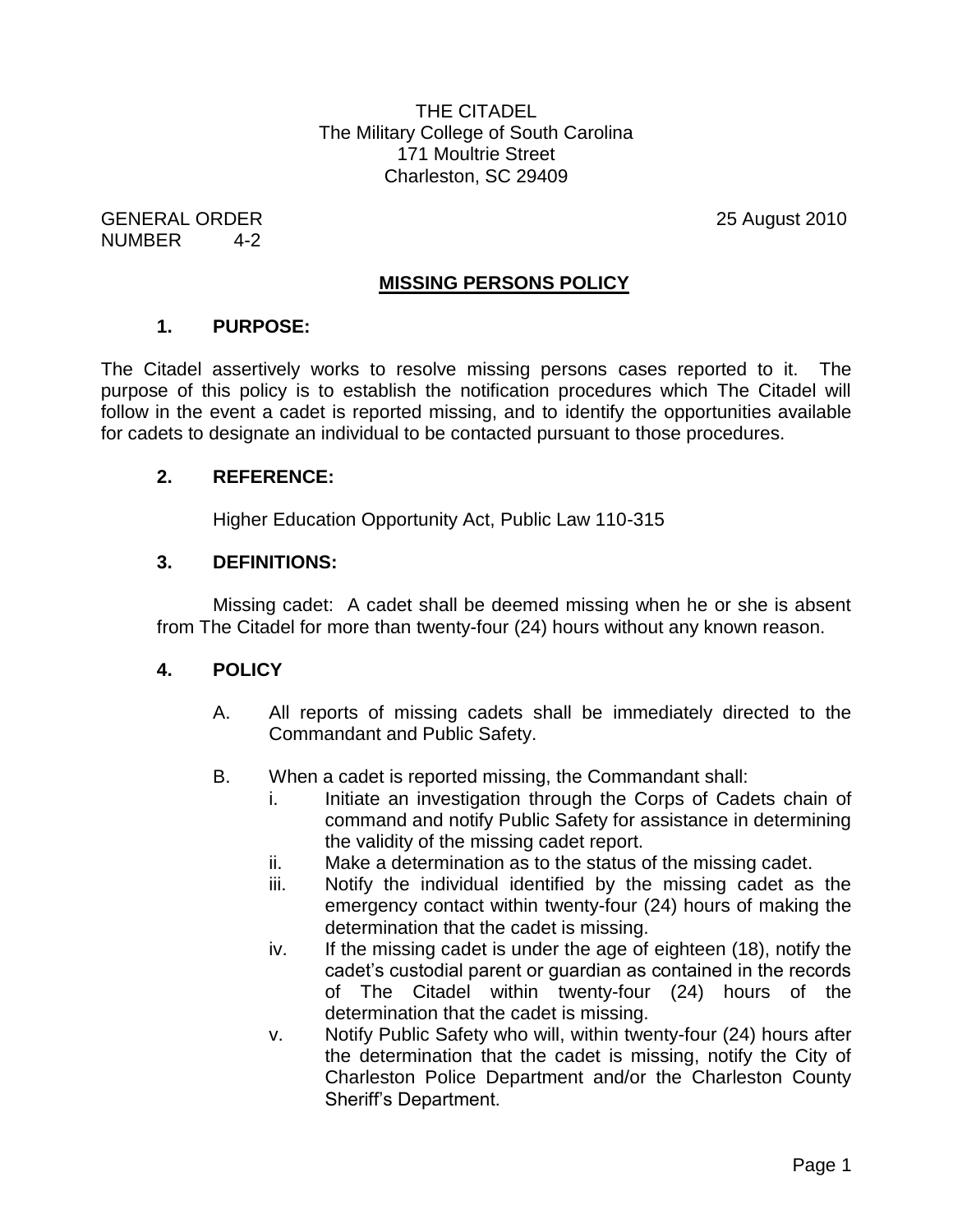THE CITADEL
The Military College of South Carolina
171 Moultrie Street
Charleston, SC 29409

GENERAL ORDER
NUMBER 4-2

25 August 2010

## MISSING PERSONS POLICY

### 1. PURPOSE:

The Citadel assertively works to resolve missing persons cases reported to it. The purpose of this policy is to establish the notification procedures which The Citadel will follow in the event a cadet is reported missing, and to identify the opportunities available for cadets to designate an individual to be contacted pursuant to those procedures.

### 2. REFERENCE:

Higher Education Opportunity Act, Public Law 110-315

### 3. DEFINITIONS:

Missing cadet: A cadet shall be deemed missing when he or she is absent from The Citadel for more than twenty-four (24) hours without any known reason.

### 4. POLICY

A. All reports of missing cadets shall be immediately directed to the Commandant and Public Safety.

B. When a cadet is reported missing, the Commandant shall:

i. Initiate an investigation through the Corps of Cadets chain of command and notify Public Safety for assistance in determining the validity of the missing cadet report.

ii. Make a determination as to the status of the missing cadet.

iii. Notify the individual identified by the missing cadet as the emergency contact within twenty-four (24) hours of making the determination that the cadet is missing.

iv. If the missing cadet is under the age of eighteen (18), notify the cadet's custodial parent or guardian as contained in the records of The Citadel within twenty-four (24) hours of the determination that the cadet is missing.

v. Notify Public Safety who will, within twenty-four (24) hours after the determination that the cadet is missing, notify the City of Charleston Police Department and/or the Charleston County Sheriff's Department.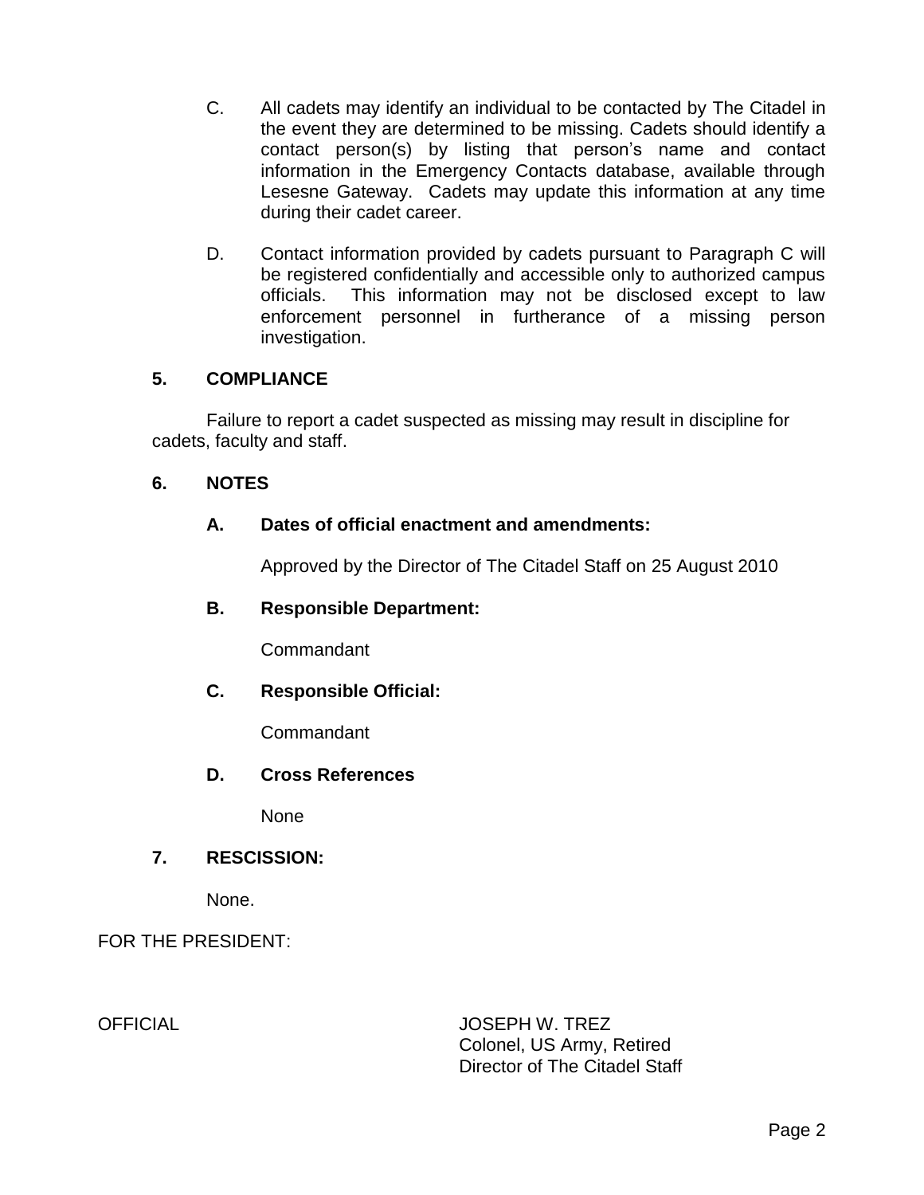C. All cadets may identify an individual to be contacted by The Citadel in the event they are determined to be missing. Cadets should identify a contact person(s) by listing that person's name and contact information in the Emergency Contacts database, available through Lesesne Gateway. Cadets may update this information at any time during their cadet career.

D. Contact information provided by cadets pursuant to Paragraph C will be registered confidentially and accessible only to authorized campus officials. This information may not be disclosed except to law enforcement personnel in furtherance of a missing person investigation.

**5. COMPLIANCE**

Failure to report a cadet suspected as missing may result in discipline for cadets, faculty and staff.

**6. NOTES**

**A. Dates of official enactment and amendments:**

Approved by the Director of The Citadel Staff on 25 August 2010

**B. Responsible Department:**

Commandant

**C. Responsible Official:**

Commandant

**D. Cross References**

None

**7. RESCISSION:**

None.

FOR THE PRESIDENT:

OFFICIAL

JOSEPH W. TREZ
Colonel, US Army, Retired
Director of The Citadel Staff